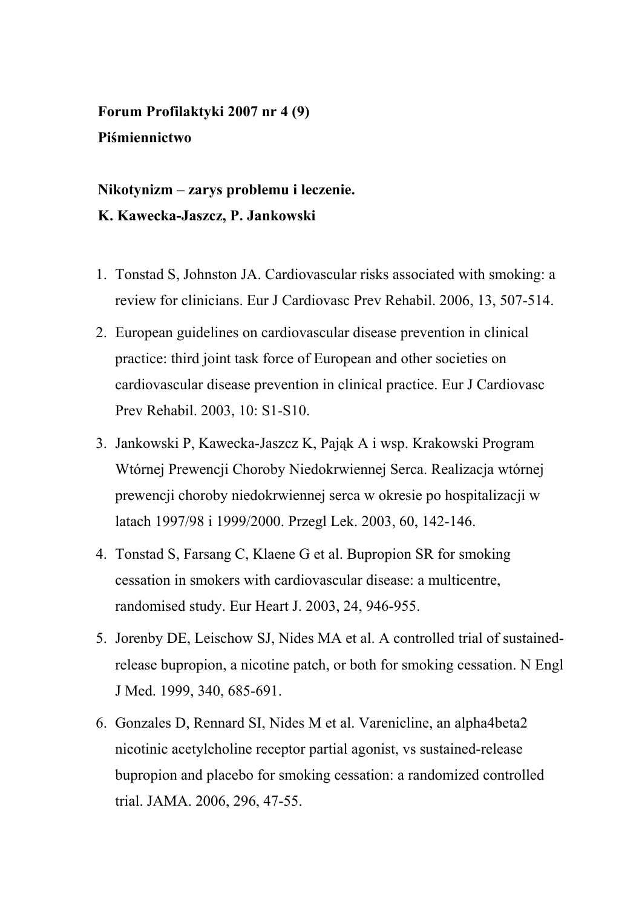**Forum Profilaktyki 2007 nr 4 (9)**

**Piśmiennictwo**

**Nikotynizm – zarys problemu i leczenie.**

**K. Kawecka-Jaszcz, P. Jankowski**

1. Tonstad S, Johnston JA. Cardiovascular risks associated with smoking: a review for clinicians. Eur J Cardiovasc Prev Rehabil. 2006, 13, 507-514.
2. European guidelines on cardiovascular disease prevention in clinical practice: third joint task force of European and other societies on cardiovascular disease prevention in clinical practice. Eur J Cardiovasc Prev Rehabil. 2003, 10: S1-S10.
3. Jankowski P, Kawecka-Jaszcz K, Pająk A i wsp. Krakowski Program Wtórnej Prewencji Choroby Niedokrwiennej Serca. Realizacja wtórnej prewencji choroby niedokrwiennej serca w okresie po hospitalizacji w latach 1997/98 i 1999/2000. Przegl Lek. 2003, 60, 142-146.
4. Tonstad S, Farsang C, Klaene G et al. Bupropion SR for smoking cessation in smokers with cardiovascular disease: a multicentre, randomised study. Eur Heart J. 2003, 24, 946-955.
5. Jorenby DE, Leischow SJ, Nides MA et al. A controlled trial of sustained-release bupropion, a nicotine patch, or both for smoking cessation. N Engl J Med. 1999, 340, 685-691.
6. Gonzales D, Rennard SI, Nides M et al. Varenicline, an alpha4beta2 nicotinic acetylcholine receptor partial agonist, vs sustained-release bupropion and placebo for smoking cessation: a randomized controlled trial. JAMA. 2006, 296, 47-55.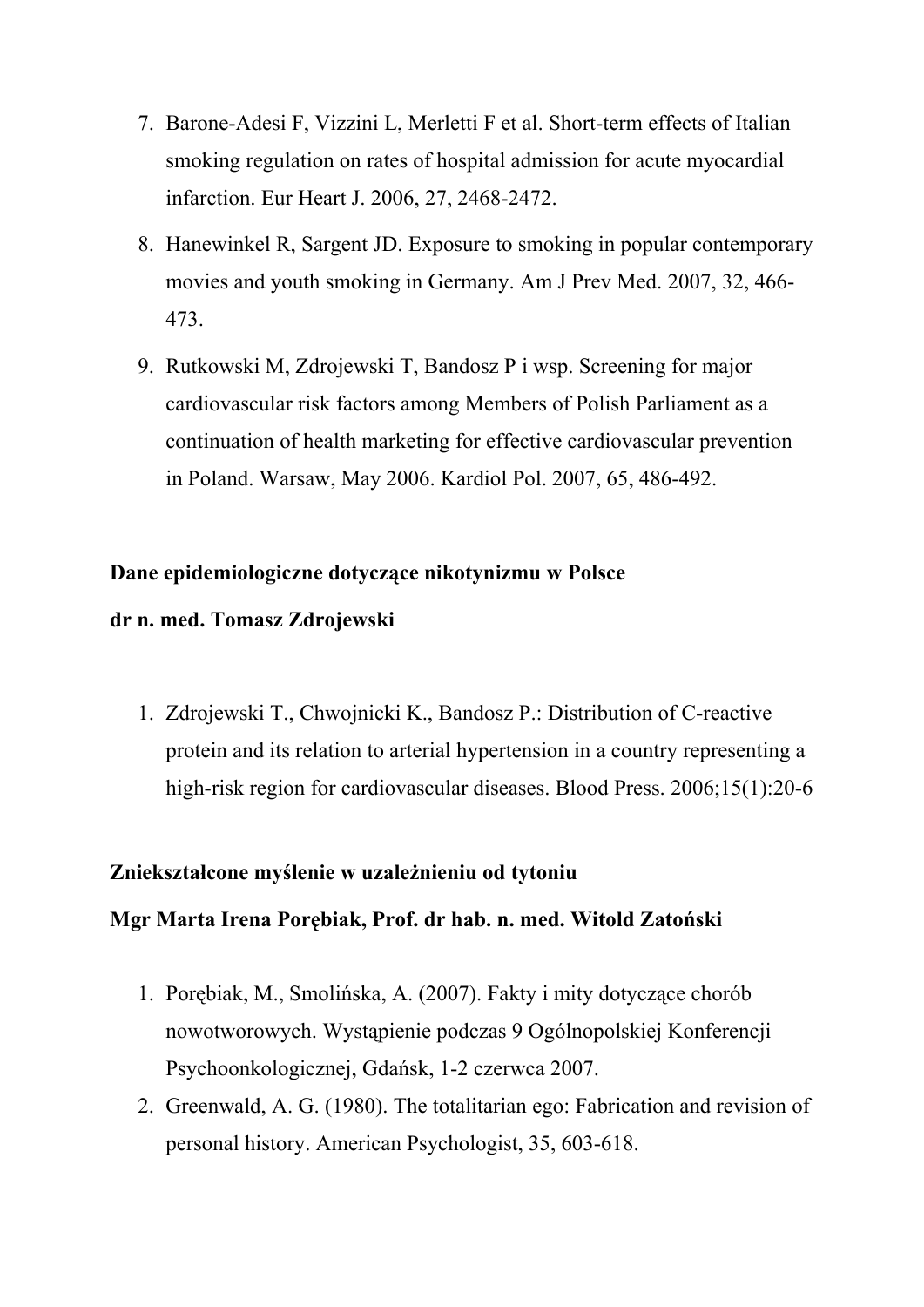7. Barone-Adesi F, Vizzini L, Merletti F et al. Short-term effects of Italian smoking regulation on rates of hospital admission for acute myocardial infarction. Eur Heart J. 2006, 27, 2468-2472.
8. Hanewinkel R, Sargent JD. Exposure to smoking in popular contemporary movies and youth smoking in Germany. Am J Prev Med. 2007, 32, 466-473.
9. Rutkowski M, Zdrojewski T, Bandosz P i wsp. Screening for major cardiovascular risk factors among Members of Polish Parliament as a continuation of health marketing for effective cardiovascular prevention in Poland. Warsaw, May 2006. Kardiol Pol. 2007, 65, 486-492.

**Dane epidemiologiczne dotyczące nikotynizmu w Polsce**

**dr n. med. Tomasz Zdrojewski**

1. Zdrojewski T., Chwojnicki K., Bandosz P.: Distribution of C-reactive protein and its relation to arterial hypertension in a country representing a high-risk region for cardiovascular diseases. Blood Press. 2006;15(1):20-6

**Zniekształcone myślenie w uzależnieniu od tytoniu**

**Mgr Marta Irena Porębiak, Prof. dr hab. n. med. Witold Zatoński**

1. Porębiak, M., Smolińska, A. (2007). Fakty i mity dotyczące chorób nowotworowych. Wystąpienie podczas 9 Ogólnopolskiej Konferencji Psychoonkologicznej, Gdańsk, 1-2 czerwca 2007.
2. Greenwald, A. G. (1980). The totalitarian ego: Fabrication and revision of personal history. American Psychologist, 35, 603-618.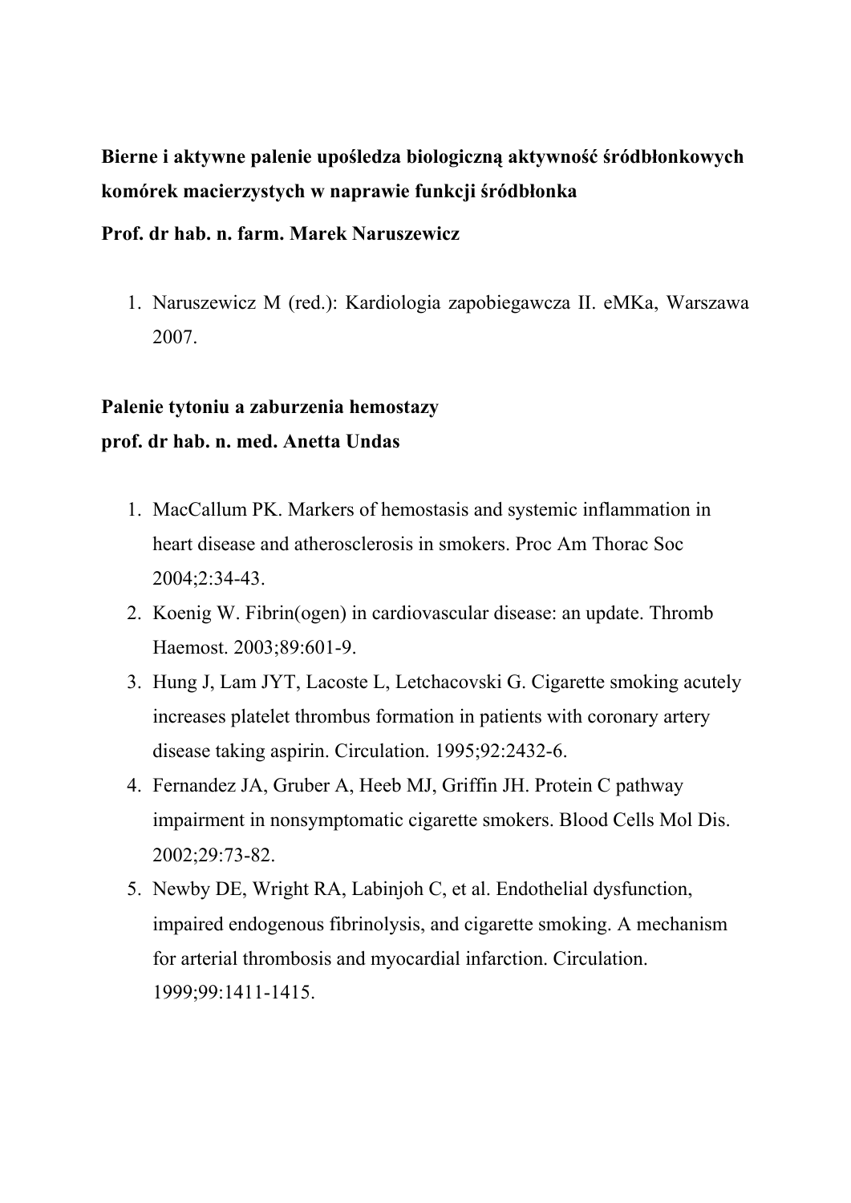**Bierne i aktywne palenie upośledza biologiczną aktywność śródbłonkowych komórek macierzystych w naprawie funkcji śródbłonka**

**Prof. dr hab. n. farm. Marek Naruszewicz**

1. Naruszewicz M (red.): Kardiologia zapobiegawcza II. eMKa, Warszawa 2007.

**Palenie tytoniu a zaburzenia hemostazy**

**prof. dr hab. n. med. Anetta Undas**

1. MacCallum PK. Markers of hemostasis and systemic inflammation in heart disease and atherosclerosis in smokers. Proc Am Thorac Soc 2004;2:34-43.
2. Koenig W. Fibrin(ogen) in cardiovascular disease: an update. Thromb Haemost. 2003;89:601-9.
3. Hung J, Lam JYT, Lacoste L, Letchacovski G. Cigarette smoking acutely increases platelet thrombus formation in patients with coronary artery disease taking aspirin. Circulation. 1995;92:2432-6.
4. Fernandez JA, Gruber A, Heeb MJ, Griffin JH. Protein C pathway impairment in nonsymptomatic cigarette smokers. Blood Cells Mol Dis. 2002;29:73-82.
5. Newby DE, Wright RA, Labinjoh C, et al. Endothelial dysfunction, impaired endogenous fibrinolysis, and cigarette smoking. A mechanism for arterial thrombosis and myocardial infarction. Circulation. 1999;99:1411-1415.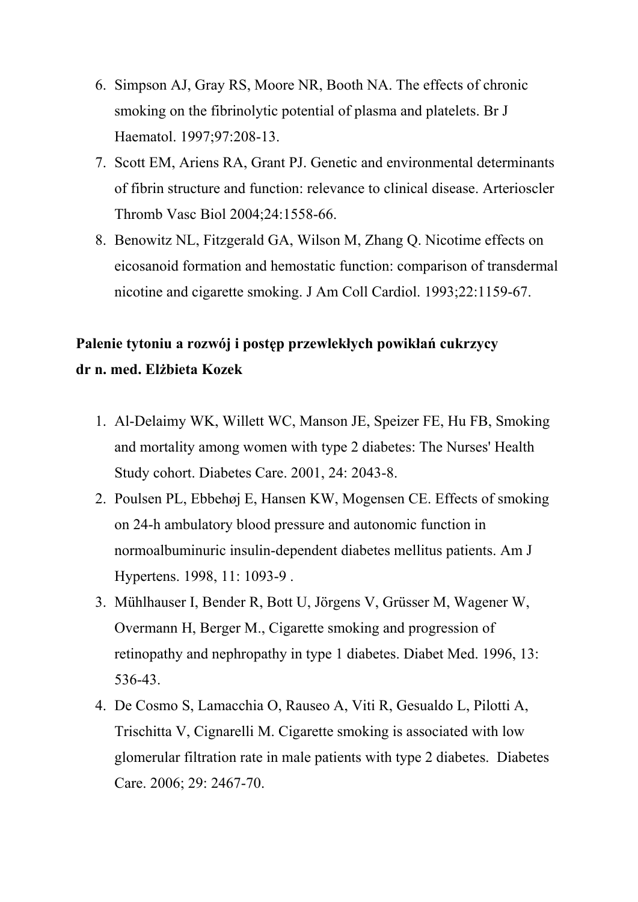6. Simpson AJ, Gray RS, Moore NR, Booth NA. The effects of chronic smoking on the fibrinolytic potential of plasma and platelets. Br J Haematol. 1997;97:208-13.
7. Scott EM, Ariens RA, Grant PJ. Genetic and environmental determinants of fibrin structure and function: relevance to clinical disease. Arterioscler Thromb Vasc Biol 2004;24:1558-66.
8. Benowitz NL, Fitzgerald GA, Wilson M, Zhang Q. Nicotime effects on eicosanoid formation and hemostatic function: comparison of transdermal nicotine and cigarette smoking. J Am Coll Cardiol. 1993;22:1159-67.

**Palenie tytoniu a rozwój i postęp przewlekłych powikłań cukrzycy**
**dr n. med. Elżbieta Kozek**

1. Al-Delaimy WK, Willett WC, Manson JE, Speizer FE, Hu FB, Smoking and mortality among women with type 2 diabetes: The Nurses' Health Study cohort. Diabetes Care. 2001, 24: 2043-8.
2. Poulsen PL, Ebbehøj E, Hansen KW, Mogensen CE. Effects of smoking on 24-h ambulatory blood pressure and autonomic function in normoalbuminuric insulin-dependent diabetes mellitus patients. Am J Hypertens. 1998, 11: 1093-9 .
3. Mühlhauser I, Bender R, Bott U, Jörgens V, Grüsser M, Wagener W, Overmann H, Berger M., Cigarette smoking and progression of retinopathy and nephropathy in type 1 diabetes. Diabet Med. 1996, 13: 536-43.
4. De Cosmo S, Lamacchia O, Rauseo A, Viti R, Gesualdo L, Pilotti A, Trischitta V, Cignarelli M. Cigarette smoking is associated with low glomerular filtration rate in male patients with type 2 diabetes. Diabetes Care. 2006; 29: 2467-70.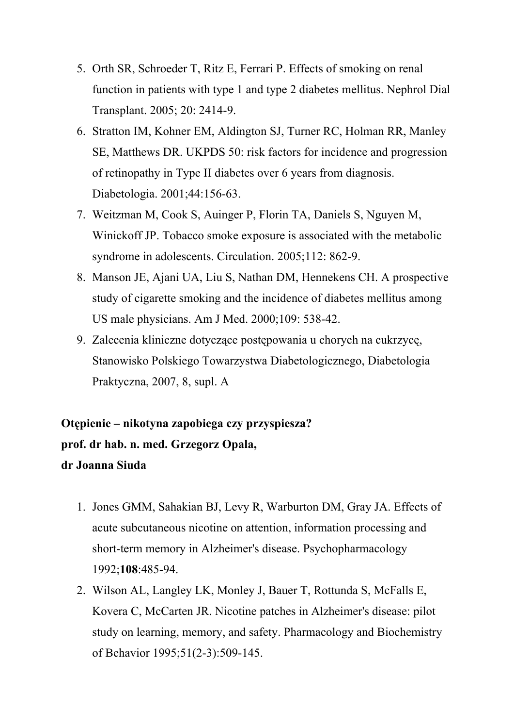5. Orth SR, Schroeder T, Ritz E, Ferrari P. Effects of smoking on renal function in patients with type 1 and type 2 diabetes mellitus. Nephrol Dial Transplant. 2005; 20: 2414-9.
6. Stratton IM, Kohner EM, Aldington SJ, Turner RC, Holman RR, Manley SE, Matthews DR. UKPDS 50: risk factors for incidence and progression of retinopathy in Type II diabetes over 6 years from diagnosis. Diabetologia. 2001;44:156-63.
7. Weitzman M, Cook S, Auinger P, Florin TA, Daniels S, Nguyen M, Winickoff JP. Tobacco smoke exposure is associated with the metabolic syndrome in adolescents. Circulation. 2005;112: 862-9.
8. Manson JE, Ajani UA, Liu S, Nathan DM, Hennekens CH. A prospective study of cigarette smoking and the incidence of diabetes mellitus among US male physicians. Am J Med. 2000;109: 538-42.
9. Zalecenia kliniczne dotyczące postępowania u chorych na cukrzycę, Stanowisko Polskiego Towarzystwa Diabetologicznego, Diabetologia Praktyczna, 2007, 8, supl. A

**Otępienie – nikotyna zapobiega czy przyspiesza?**
**prof. dr hab. n. med. Grzegorz Opala,**
**dr Joanna Siuda**

1. Jones GMM, Sahakian BJ, Levy R, Warburton DM, Gray JA. Effects of acute subcutaneous nicotine on attention, information processing and short-term memory in Alzheimer's disease. Psychopharmacology 1992;**108**:485-94.
2. Wilson AL, Langley LK, Monley J, Bauer T, Rottunda S, McFalls E, Kovera C, McCarten JR. Nicotine patches in Alzheimer's disease: pilot study on learning, memory, and safety. Pharmacology and Biochemistry of Behavior 1995;51(2-3):509-145.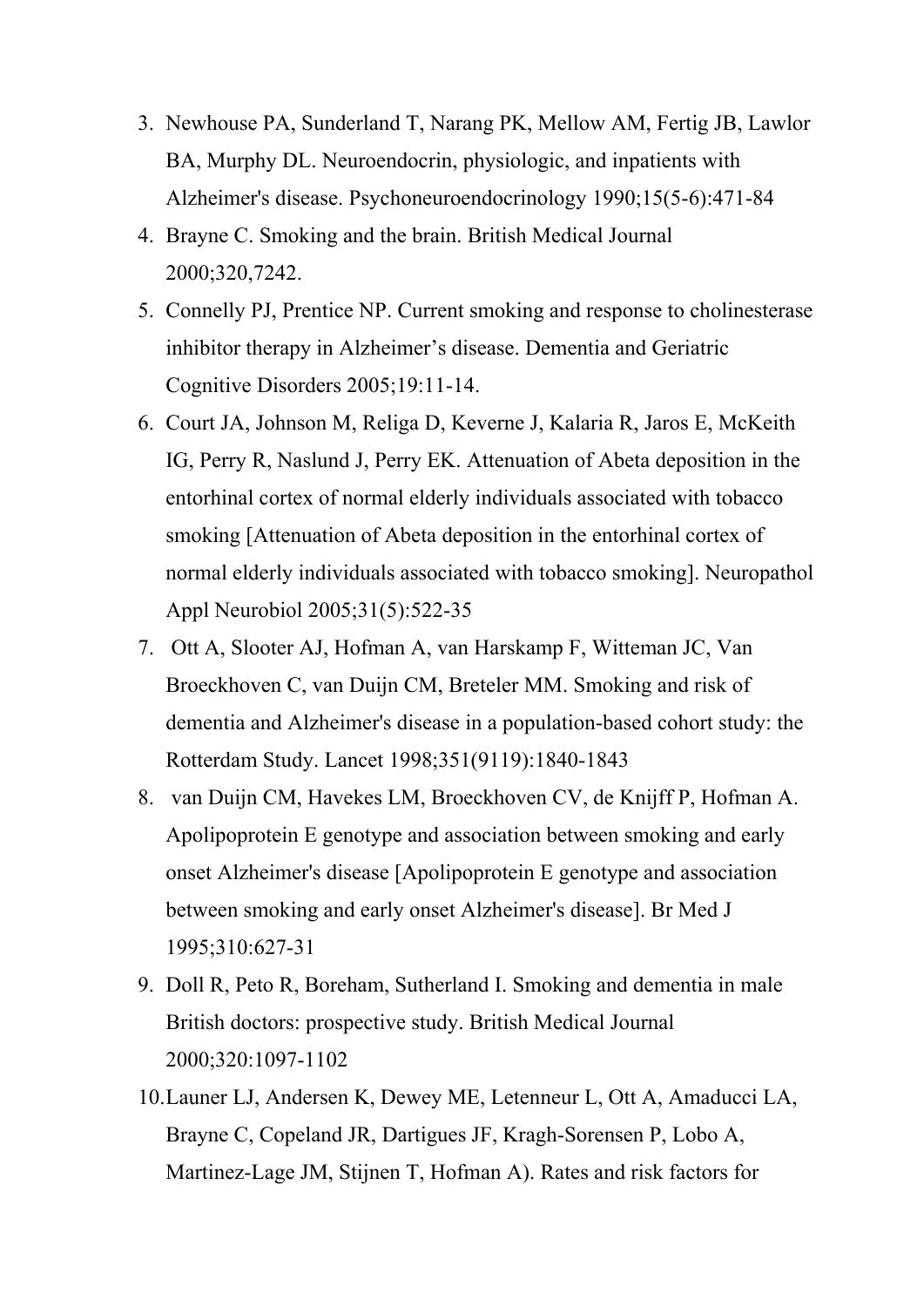3. Newhouse PA, Sunderland T, Narang PK, Mellow AM, Fertig JB, Lawlor BA, Murphy DL. Neuroendocrin, physiologic, and inpatients with Alzheimer's disease. Psychoneuroendocrinology 1990;15(5-6):471-84
4. Brayne C. Smoking and the brain. British Medical Journal 2000;320,7242.
5. Connelly PJ, Prentice NP. Current smoking and response to cholinesterase inhibitor therapy in Alzheimer's disease. Dementia and Geriatric Cognitive Disorders 2005;19:11-14.
6. Court JA, Johnson M, Religa D, Keverne J, Kalaria R, Jaros E, McKeith IG, Perry R, Naslund J, Perry EK. Attenuation of Abeta deposition in the entorhinal cortex of normal elderly individuals associated with tobacco smoking [Attenuation of Abeta deposition in the entorhinal cortex of normal elderly individuals associated with tobacco smoking]. Neuropathol Appl Neurobiol 2005;31(5):522-35
7. Ott A, Slooter AJ, Hofman A, van Harskamp F, Witteman JC, Van Broeckhoven C, van Duijn CM, Breteler MM. Smoking and risk of dementia and Alzheimer's disease in a population-based cohort study: the Rotterdam Study. Lancet 1998;351(9119):1840-1843
8. van Duijn CM, Havekes LM, Broeckhoven CV, de Knijff P, Hofman A. Apolipoprotein E genotype and association between smoking and early onset Alzheimer's disease [Apolipoprotein E genotype and association between smoking and early onset Alzheimer's disease]. Br Med J 1995;310:627-31
9. Doll R, Peto R, Boreham, Sutherland I. Smoking and dementia in male British doctors: prospective study. British Medical Journal 2000;320:1097-1102
10. Launer LJ, Andersen K, Dewey ME, Letenneur L, Ott A, Amaducci LA, Brayne C, Copeland JR, Dartigues JF, Kragh-Sorensen P, Lobo A, Martinez-Lage JM, Stijnen T, Hofman A). Rates and risk factors for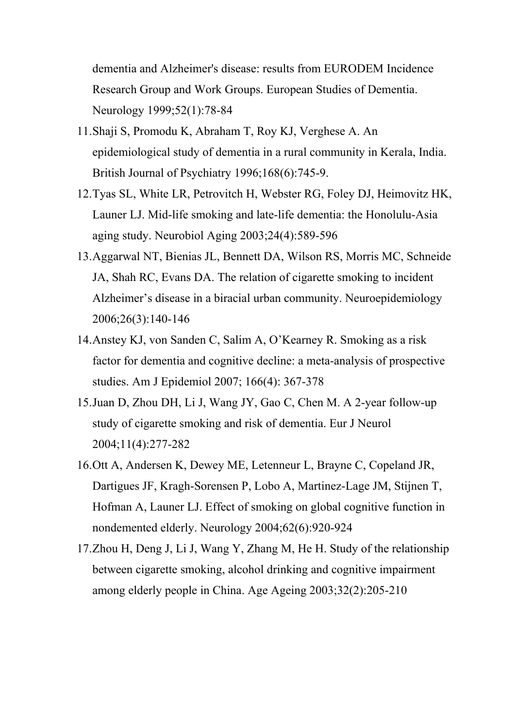dementia and Alzheimer's disease: results from EURODEM Incidence Research Group and Work Groups. European Studies of Dementia. Neurology 1999;52(1):78-84

11. Shaji S, Promodu K, Abraham T, Roy KJ, Verghese A. An epidemiological study of dementia in a rural community in Kerala, India. British Journal of Psychiatry 1996;168(6):745-9.
12. Tyas SL, White LR, Petrovitch H, Webster RG, Foley DJ, Heimovitz HK, Launer LJ. Mid-life smoking and late-life dementia: the Honolulu-Asia aging study. Neurobiol Aging 2003;24(4):589-596
13. Aggarwal NT, Bienias JL, Bennett DA, Wilson RS, Morris MC, Schneide JA, Shah RC, Evans DA. The relation of cigarette smoking to incident Alzheimer's disease in a biracial urban community. Neuroepidemiology 2006;26(3):140-146
14. Anstey KJ, von Sanden C, Salim A, O'Kearney R. Smoking as a risk factor for dementia and cognitive decline: a meta-analysis of prospective studies. Am J Epidemiol 2007; 166(4): 367-378
15. Juan D, Zhou DH, Li J, Wang JY, Gao C, Chen M. A 2-year follow-up study of cigarette smoking and risk of dementia. Eur J Neurol 2004;11(4):277-282
16. Ott A, Andersen K, Dewey ME, Letenneur L, Brayne C, Copeland JR, Dartigues JF, Kragh-Sorensen P, Lobo A, Martinez-Lage JM, Stijnen T, Hofman A, Launer LJ. Effect of smoking on global cognitive function in nondemented elderly. Neurology 2004;62(6):920-924
17. Zhou H, Deng J, Li J, Wang Y, Zhang M, He H. Study of the relationship between cigarette smoking, alcohol drinking and cognitive impairment among elderly people in China. Age Ageing 2003;32(2):205-210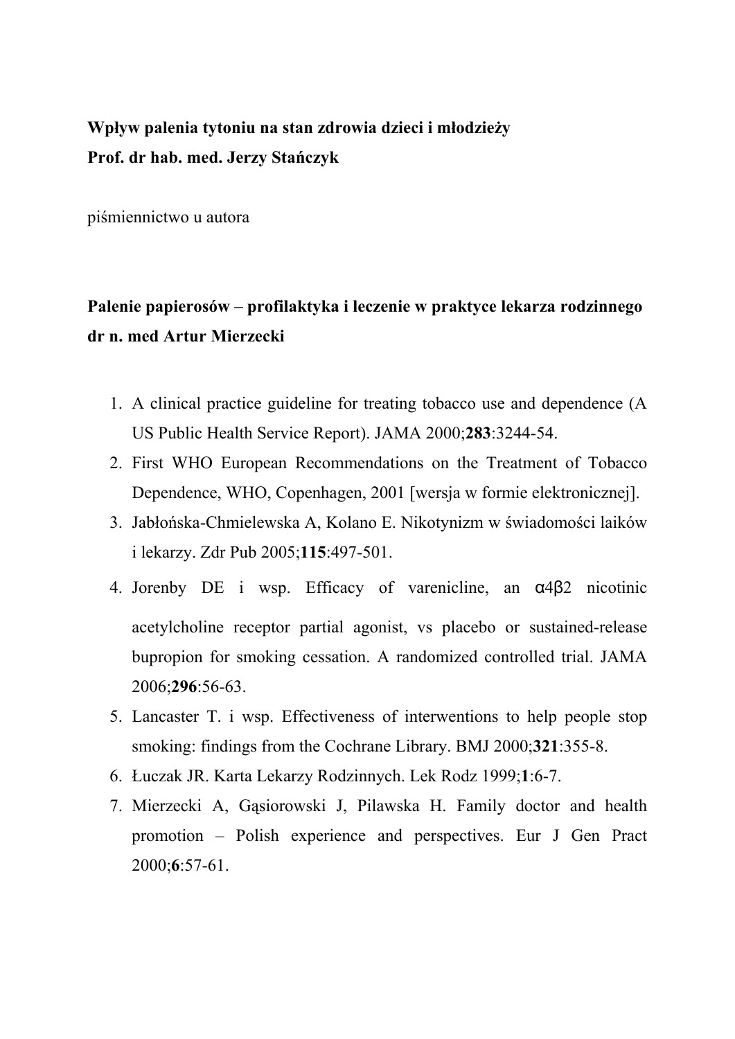**Wpływ palenia tytoniu na stan zdrowia dzieci i młodzieży**
**Prof. dr hab. med. Jerzy Stańczyk**

piśmiennictwo u autora

**Palenie papierosów – profilaktyka i leczenie w praktyce lekarza rodzinnego**
**dr n. med Artur Mierzecki**

1. A clinical practice guideline for treating tobacco use and dependence (A US Public Health Service Report). JAMA 2000;**283**:3244-54.
2. First WHO European Recommendations on the Treatment of Tobacco Dependence, WHO, Copenhagen, 2001 [wersja w formie elektronicznej].
3. Jabłońska-Chmielewska A, Kolano E. Nikotynizm w świadomości laików i lekarzy. Zdr Pub 2005;**115**:497-501.
4. Jorenby DE i wsp. Efficacy of varenicline, an $\alpha 4\beta 2$ nicotinic acetylcholine receptor partial agonist, vs placebo or sustained-release bupropion for smoking cessation. A randomized controlled trial. JAMA 2006;**296**:56-63.
5. Lancaster T. i wsp. Effectiveness of interwentions to help people stop smoking: findings from the Cochrane Library. BMJ 2000;**321**:355-8.
6. Łuczak JR. Karta Lekarzy Rodzinnych. Lek Rodz 1999;**1**:6-7.
7. Mierzecki A, Gąsiorowski J, Pilawska H. Family doctor and health promotion – Polish experience and perspectives. Eur J Gen Pract 2000;**6**:57-61.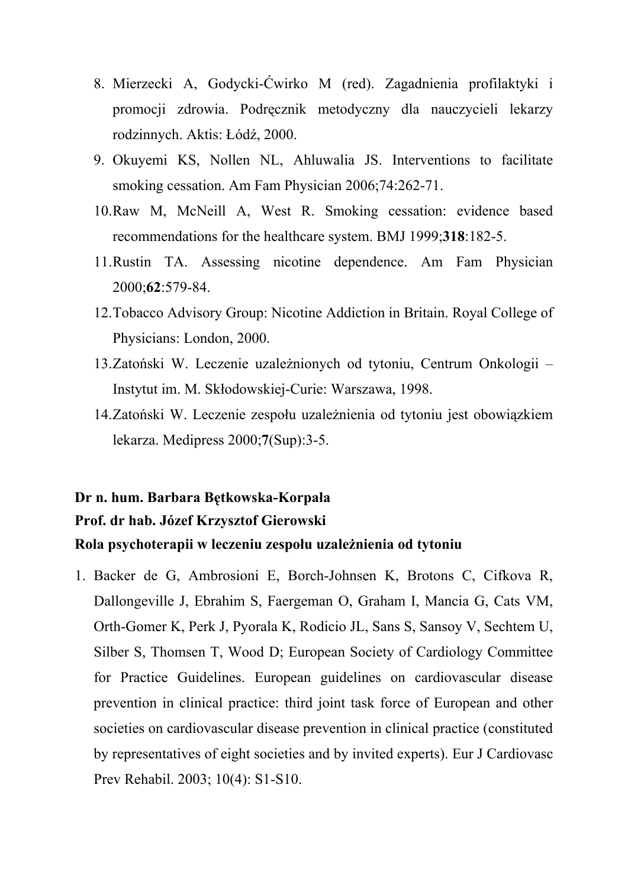8. Mierzecki A, Godycki-Ćwirko M (red). Zagadnienia profilaktyki i promocji zdrowia. Podręcznik metodyczny dla nauczycieli lekarzy rodzinnych. Aktis: Łódź, 2000.
9. Okuyemi KS, Nollen NL, Ahluwalia JS. Interventions to facilitate smoking cessation. Am Fam Physician 2006;74:262-71.
10. Raw M, McNeill A, West R. Smoking cessation: evidence based recommendations for the healthcare system. BMJ 1999;**318**:182-5.
11. Rustin TA. Assessing nicotine dependence. Am Fam Physician 2000;**62**:579-84.
12. Tobacco Advisory Group: Nicotine Addiction in Britain. Royal College of Physicians: London, 2000.
13. Zatoński W. Leczenie uzależnionych od tytoniu, Centrum Onkologii – Instytut im. M. Skłodowskiej-Curie: Warszawa, 1998.
14. Zatoński W. Leczenie zespołu uzależnienia od tytoniu jest obowiązkiem lekarza. Medipress 2000;**7**(Sup):3-5.

**Dr n. hum. Barbara Błtkowska-Korpała**
**Prof. dr hab. Józef Krzysztof Gierowski**
**Rola psychoterapii w leczeniu zespołu uzależnienia od tytoniu**

1. Backer de G, Ambrosioni E, Borch-Johnsen K, Brotons C, Cifkova R, Dallongeville J, Ebrahim S, Faergeman O, Graham I, Mancia G, Cats VM, Orth-Gomer K, Perk J, Pyorala K, Rodicio JL, Sans S, Sansoy V, Sechtem U, Silber S, Thomsen T, Wood D; European Society of Cardiology Committee for Practice Guidelines. European guidelines on cardiovascular disease prevention in clinical practice: third joint task force of European and other societies on cardiovascular disease prevention in clinical practice (constituted by representatives of eight societies and by invited experts). Eur J Cardiovasc Prev Rehabil. 2003; 10(4): S1-S10.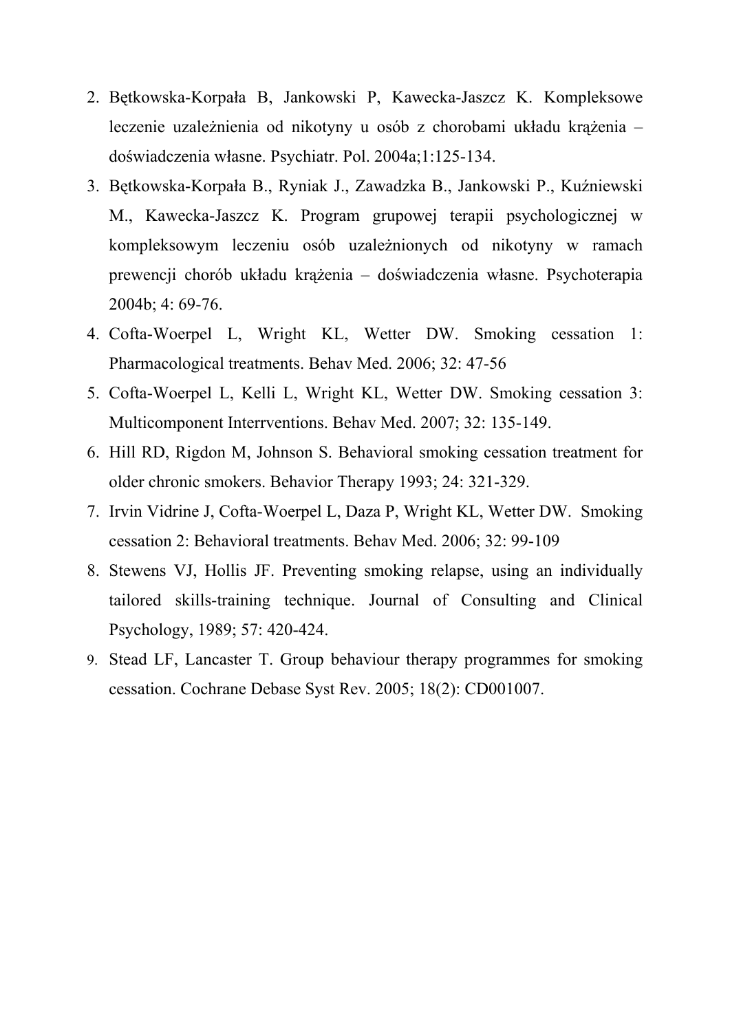2. Bętkowska-Korpała B, Jankowski P, Kawecka-Jaszcz K. Kompleksowe leczenie uzależnienia od nikotyny u osób z chorobami układu krążenia – doświadczenia własne. Psychiatr. Pol. 2004a;1:125-134.
3. Bętkowska-Korpała B., Ryniak J., Zawadzka B., Jankowski P., Kuźniewski M., Kawecka-Jaszcz K. Program grupowej terapii psychologicznej w kompleksowym leczeniu osób uzależnionych od nikotyny w ramach prewencji chorób układu krążenia – doświadczenia własne. Psychoterapia 2004b; 4: 69-76.
4. Cofta-Woerpel L, Wright KL, Wetter DW. Smoking cessation 1: Pharmacological treatments. Behav Med. 2006; 32: 47-56
5. Cofta-Woerpel L, Kelli L, Wright KL, Wetter DW. Smoking cessation 3: Multicomponent Interrventions. Behav Med. 2007; 32: 135-149.
6. Hill RD, Rigdon M, Johnson S. Behavioral smoking cessation treatment for older chronic smokers. Behavior Therapy 1993; 24: 321-329.
7. Irvin Vidrine J, Cofta-Woerpel L, Daza P, Wright KL, Wetter DW. Smoking cessation 2: Behavioral treatments. Behav Med. 2006; 32: 99-109
8. Stewens VJ, Hollis JF. Preventing smoking relapse, using an individually tailored skills-training technique. Journal of Consulting and Clinical Psychology, 1989; 57: 420-424.
9. Stead LF, Lancaster T. Group behaviour therapy programmes for smoking cessation. Cochrane Debase Syst Rev. 2005; 18(2): CD001007.